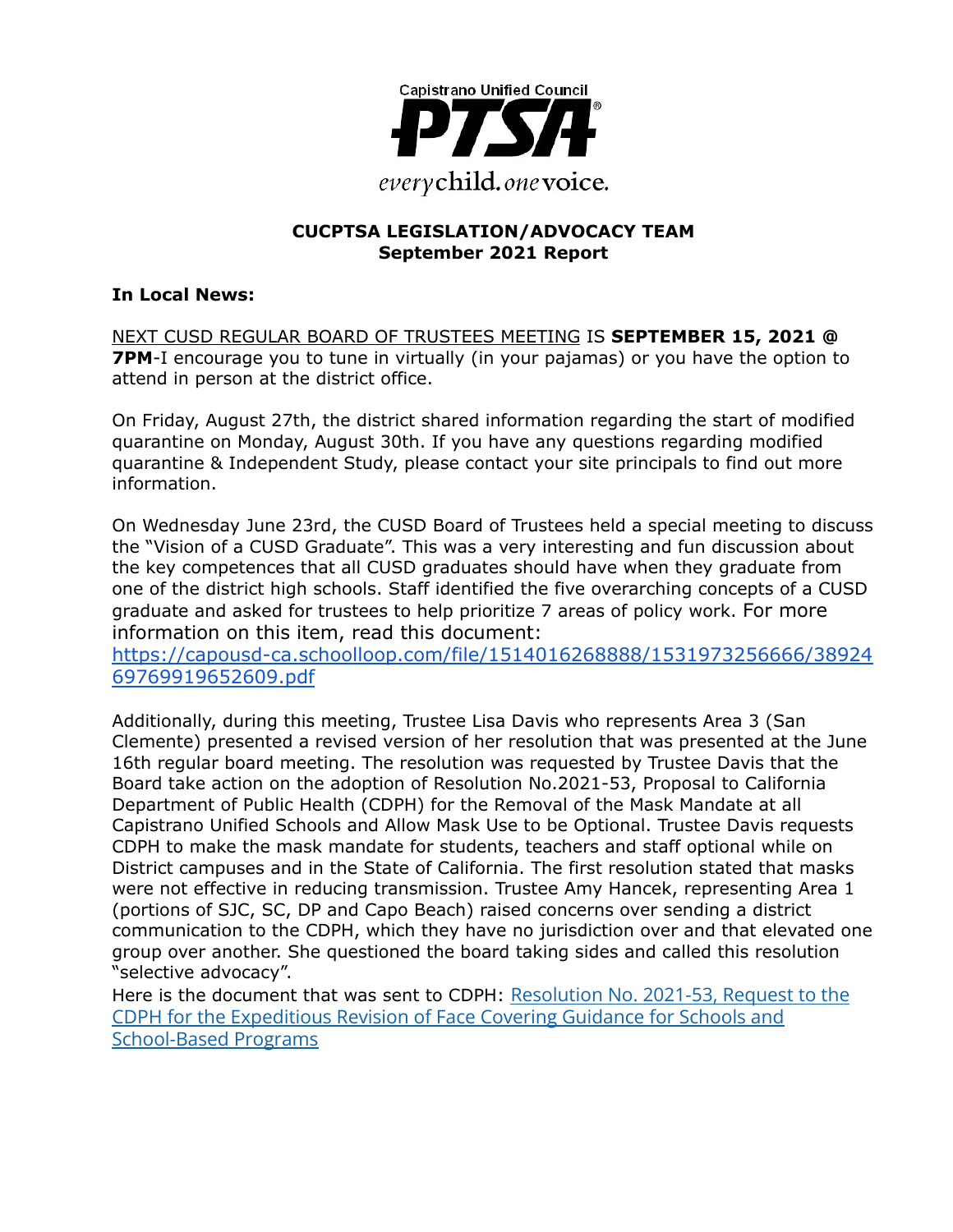Capistrano Unified Council

**PTSA**®

*every* child. *one* voice.

**CUCPTSA LEGISLATION/ADVOCACY TEAM**
**September 2021 Report**

**In Local News:**

NEXT CUSD REGULAR BOARD OF TRUSTEES MEETING IS **SEPTEMBER 15, 2021 @ 7PM**-I encourage you to tune in virtually (in your pajamas) or you have the option to attend in person at the district office.

On Friday, August 27th, the district shared information regarding the start of modified quarantine on Monday, August 30th. If you have any questions regarding modified quarantine & Independent Study, please contact your site principals to find out more information.

On Wednesday June 23rd, the CUSD Board of Trustees held a special meeting to discuss the "Vision of a CUSD Graduate". This was a very interesting and fun discussion about the key competences that all CUSD graduates should have when they graduate from one of the district high schools. Staff identified the five overarching concepts of a CUSD graduate and asked for trustees to help prioritize 7 areas of policy work. For more information on this item, read this document: https://capousd-ca.schoolloop.com/file/1514016268888/1531973256666/3892469769919652609.pdf

Additionally, during this meeting, Trustee Lisa Davis who represents Area 3 (San Clemente) presented a revised version of her resolution that was presented at the June 16th regular board meeting. The resolution was requested by Trustee Davis that the Board take action on the adoption of Resolution No.2021-53, Proposal to California Department of Public Health (CDPH) for the Removal of the Mask Mandate at all Capistrano Unified Schools and Allow Mask Use to be Optional. Trustee Davis requests CDPH to make the mask mandate for students, teachers and staff optional while on District campuses and in the State of California. The first resolution stated that masks were not effective in reducing transmission. Trustee Amy Hancek, representing Area 1 (portions of SJC, SC, DP and Capo Beach) raised concerns over sending a district communication to the CDPH, which they have no jurisdiction over and that elevated one group over another. She questioned the board taking sides and called this resolution "selective advocacy".
Here is the document that was sent to CDPH: Resolution No. 2021-53, Request to the CDPH for the Expeditious Revision of Face Covering Guidance for Schools and School-Based Programs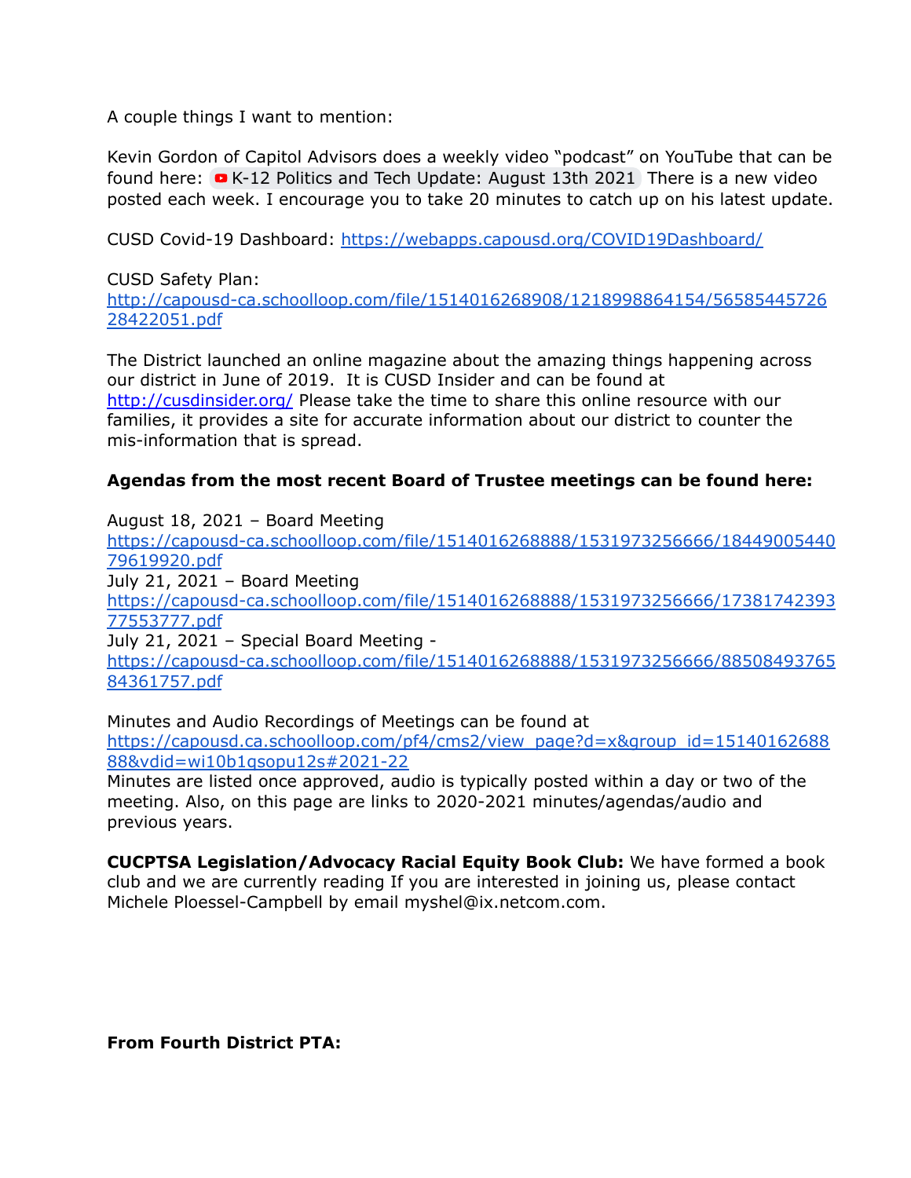A couple things I want to mention:

Kevin Gordon of Capitol Advisors does a weekly video "podcast" on YouTube that can be found here: K-12 Politics and Tech Update: August 13th 2021 There is a new video posted each week. I encourage you to take 20 minutes to catch up on his latest update.

CUSD Covid-19 Dashboard: https://webapps.capousd.org/COVID19Dashboard/

CUSD Safety Plan:
http://capousd-ca.schoolloop.com/file/1514016268908/1218998864154/5658544572628422051.pdf

The District launched an online magazine about the amazing things happening across our district in June of 2019. It is CUSD Insider and can be found at http://cusdinsider.org/ Please take the time to share this online resource with our families, it provides a site for accurate information about our district to counter the mis-information that is spread.

**Agendas from the most recent Board of Trustee meetings can be found here:**

August 18, 2021 – Board Meeting
https://capousd-ca.schoolloop.com/file/1514016268888/1531973256666/1844900544079619920.pdf
July 21, 2021 – Board Meeting
https://capousd-ca.schoolloop.com/file/1514016268888/1531973256666/1738174239377553777.pdf
July 21, 2021 – Special Board Meeting -
https://capousd-ca.schoolloop.com/file/1514016268888/1531973256666/8850849376584361757.pdf

Minutes and Audio Recordings of Meetings can be found at
https://capousd.ca.schoolloop.com/pf4/cms2/view_page?d=x&group_id=1514016268888&vdid=wi10b1qsopu12s#2021-22
Minutes are listed once approved, audio is typically posted within a day or two of the meeting. Also, on this page are links to 2020-2021 minutes/agendas/audio and previous years.

**CUCPTSA Legislation/Advocacy Racial Equity Book Club:** We have formed a book club and we are currently reading If you are interested in joining us, please contact Michele Ploessel-Campbell by email myshel@ix.netcom.com.

**From Fourth District PTA:**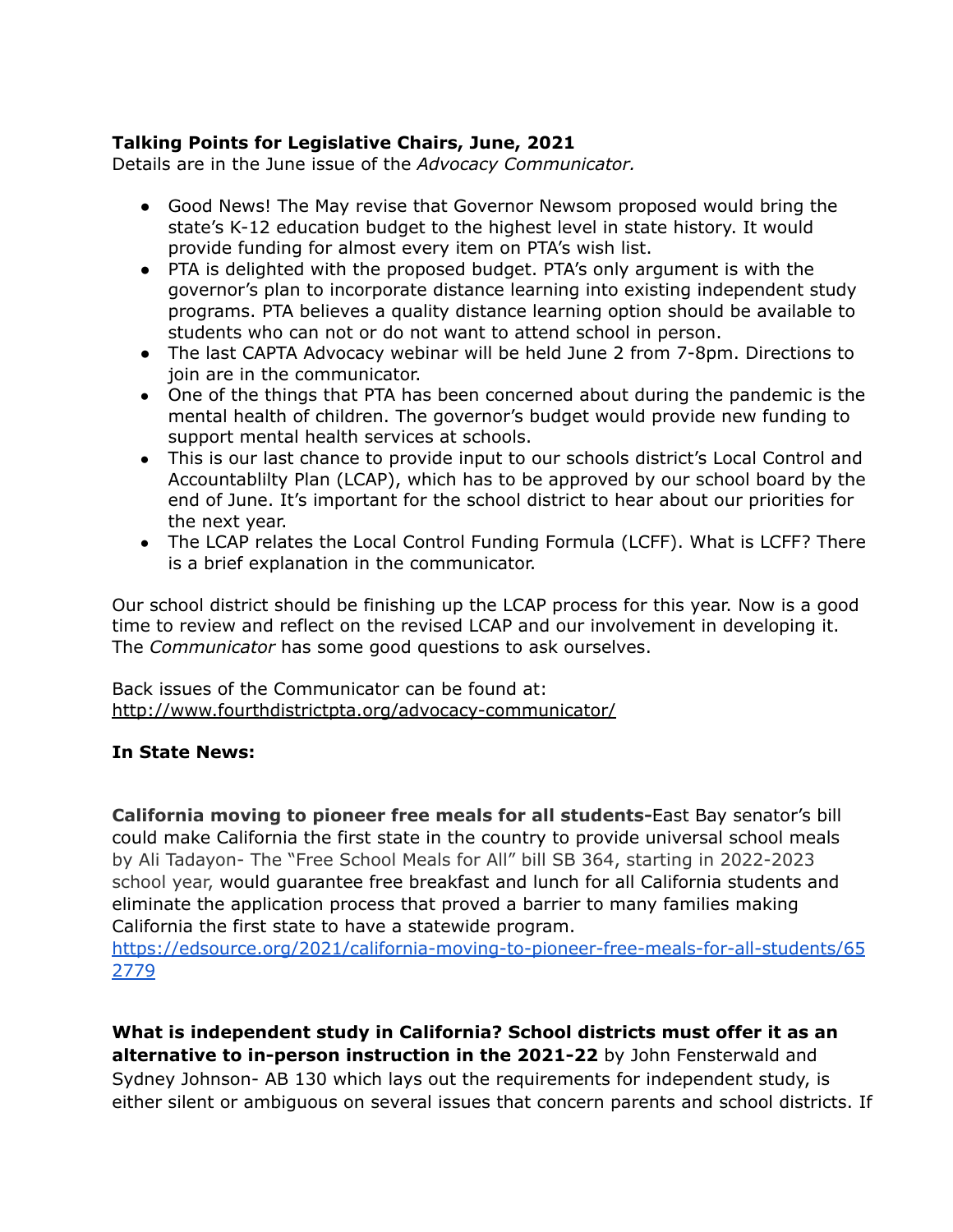**Talking Points for Legislative Chairs, June, 2021**
Details are in the June issue of the *Advocacy Communicator.*

- Good News! The May revise that Governor Newsom proposed would bring the state's K-12 education budget to the highest level in state history. It would provide funding for almost every item on PTA's wish list.
- PTA is delighted with the proposed budget. PTA's only argument is with the governor's plan to incorporate distance learning into existing independent study programs. PTA believes a quality distance learning option should be available to students who can not or do not want to attend school in person.
- The last CAPTA Advocacy webinar will be held June 2 from 7-8pm. Directions to join are in the communicator.
- One of the things that PTA has been concerned about during the pandemic is the mental health of children. The governor's budget would provide new funding to support mental health services at schools.
- This is our last chance to provide input to our schools district's Local Control and Accountablilty Plan (LCAP), which has to be approved by our school board by the end of June. It's important for the school district to hear about our priorities for the next year.
- The LCAP relates the Local Control Funding Formula (LCFF). What is LCFF? There is a brief explanation in the communicator.

Our school district should be finishing up the LCAP process for this year. Now is a good time to review and reflect on the revised LCAP and our involvement in developing it. The *Communicator* has some good questions to ask ourselves.

Back issues of the Communicator can be found at:
http://www.fourthdistrictpta.org/advocacy-communicator/

**In State News:**

**California moving to pioneer free meals for all students-**East Bay senator's bill could make California the first state in the country to provide universal school meals by Ali Tadayon- The "Free School Meals for All" bill SB 364, starting in 2022-2023 school year, would guarantee free breakfast and lunch for all California students and eliminate the application process that proved a barrier to many families making California the first state to have a statewide program.
https://edsource.org/2021/california-moving-to-pioneer-free-meals-for-all-students/652779

**What is independent study in California? School districts must offer it as an alternative to in-person instruction in the 2021-22** by John Fensterwald and Sydney Johnson- AB 130 which lays out the requirements for independent study, is either silent or ambiguous on several issues that concern parents and school districts. If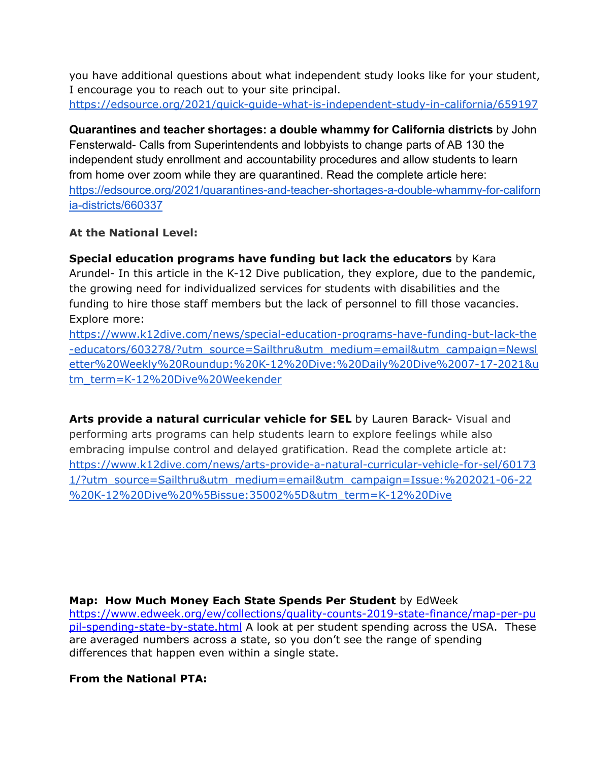you have additional questions about what independent study looks like for your student, I encourage you to reach out to your site principal. https://edsource.org/2021/quick-guide-what-is-independent-study-in-california/659197

**Quarantines and teacher shortages: a double whammy for California districts** by John Fensterwald- Calls from Superintendents and lobbyists to change parts of AB 130 the independent study enrollment and accountability procedures and allow students to learn from home over zoom while they are quarantined. Read the complete article here: https://edsource.org/2021/quarantines-and-teacher-shortages-a-double-whammy-for-california-districts/660337

**At the National Level:**

**Special education programs have funding but lack the educators** by Kara Arundel- In this article in the K-12 Dive publication, they explore, due to the pandemic, the growing need for individualized services for students with disabilities and the funding to hire those staff members but the lack of personnel to fill those vacancies. Explore more: https://www.k12dive.com/news/special-education-programs-have-funding-but-lack-the-educators/603278/?utm_source=Sailthru&utm_medium=email&utm_campaign=Newsletter%20Weekly%20Roundup:%20K-12%20Dive:%20Daily%20Dive%2007-17-2021&utm_term=K-12%20Dive%20Weekender

**Arts provide a natural curricular vehicle for SEL** by Lauren Barack- Visual and performing arts programs can help students learn to explore feelings while also embracing impulse control and delayed gratification. Read the complete article at: https://www.k12dive.com/news/arts-provide-a-natural-curricular-vehicle-for-sel/601731/?utm_source=Sailthru&utm_medium=email&utm_campaign=Issue:%202021-06-22%20K-12%20Dive%20%5Bissue:35002%5D&utm_term=K-12%20Dive

**Map: How Much Money Each State Spends Per Student** by EdWeek https://www.edweek.org/ew/collections/quality-counts-2019-state-finance/map-per-pupil-spending-state-by-state.html A look at per student spending across the USA. These are averaged numbers across a state, so you don't see the range of spending differences that happen even within a single state.

**From the National PTA:**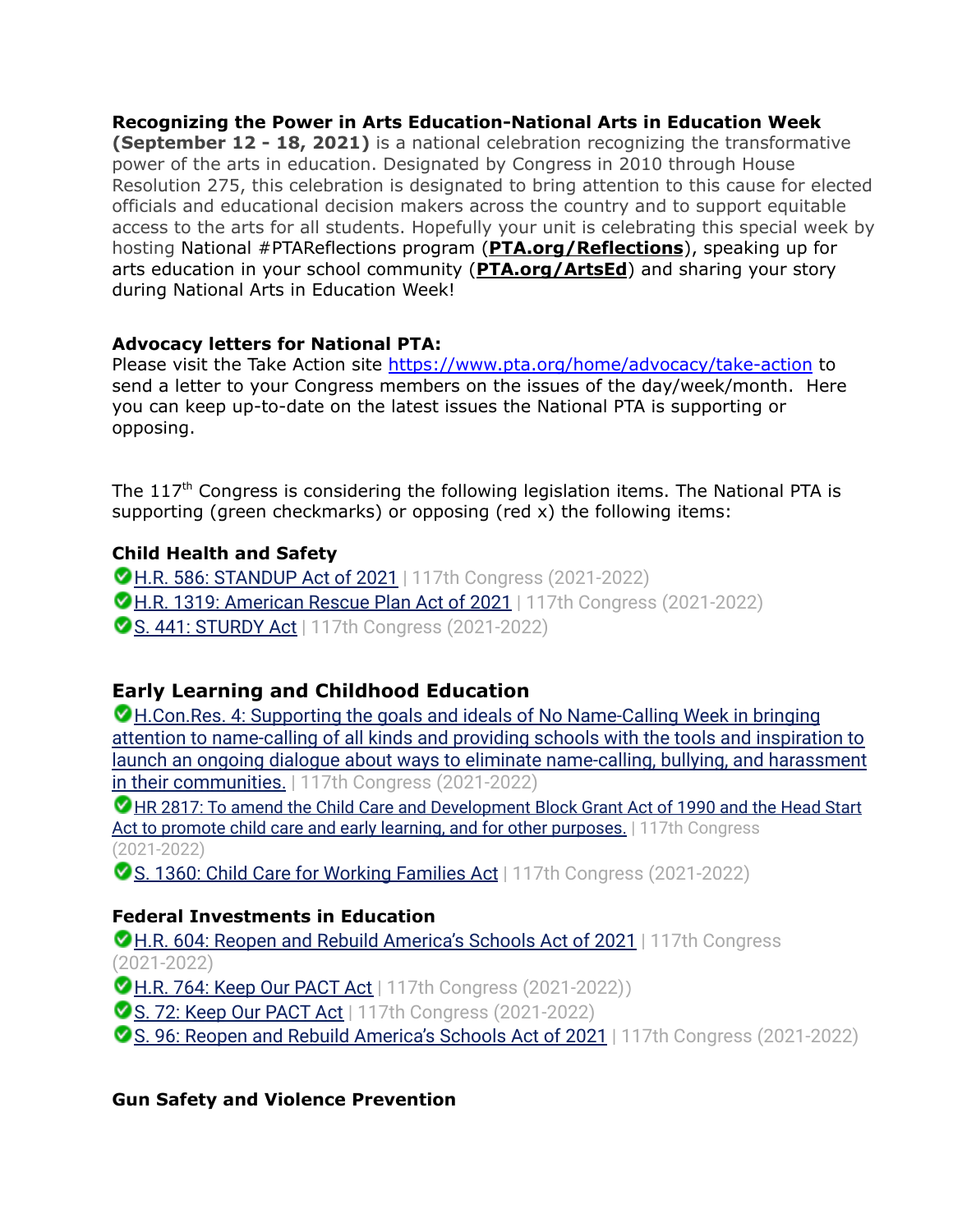**Recognizing the Power in Arts Education-National Arts in Education Week (September 12 - 18, 2021)** is a national celebration recognizing the transformative power of the arts in education. Designated by Congress in 2010 through House Resolution 275, this celebration is designated to bring attention to this cause for elected officials and educational decision makers across the country and to support equitable access to the arts for all students. Hopefully your unit is celebrating this special week by hosting National #PTAReflections program (**PTA.org/Reflections**), speaking up for arts education in your school community (**PTA.org/ArtsEd**) and sharing your story during National Arts in Education Week!

**Advocacy letters for National PTA:**
Please visit the Take Action site https://www.pta.org/home/advocacy/take-action to send a letter to your Congress members on the issues of the day/week/month. Here you can keep up-to-date on the latest issues the National PTA is supporting or opposing.

The 117th Congress is considering the following legislation items. The National PTA is supporting (green checkmarks) or opposing (red x) the following items:

### Child Health and Safety

✅H.R. 586: STANDUP Act of 2021 | 117th Congress (2021-2022)
✅H.R. 1319: American Rescue Plan Act of 2021 | 117th Congress (2021-2022)
✅S. 441: STURDY Act | 117th Congress (2021-2022)

## Early Learning and Childhood Education

✅H.Con.Res. 4: Supporting the goals and ideals of No Name-Calling Week in bringing attention to name-calling of all kinds and providing schools with the tools and inspiration to launch an ongoing dialogue about ways to eliminate name-calling, bullying, and harassment in their communities. | 117th Congress (2021-2022)
✅HR 2817: To amend the Child Care and Development Block Grant Act of 1990 and the Head Start Act to promote child care and early learning, and for other purposes. | 117th Congress (2021-2022)
✅S. 1360: Child Care for Working Families Act | 117th Congress (2021-2022)

### Federal Investments in Education

✅H.R. 604: Reopen and Rebuild America's Schools Act of 2021 | 117th Congress (2021-2022)
✅H.R. 764: Keep Our PACT Act | 117th Congress (2021-2022))
✅S. 72: Keep Our PACT Act | 117th Congress (2021-2022)
✅S. 96: Reopen and Rebuild America's Schools Act of 2021 | 117th Congress (2021-2022)

### Gun Safety and Violence Prevention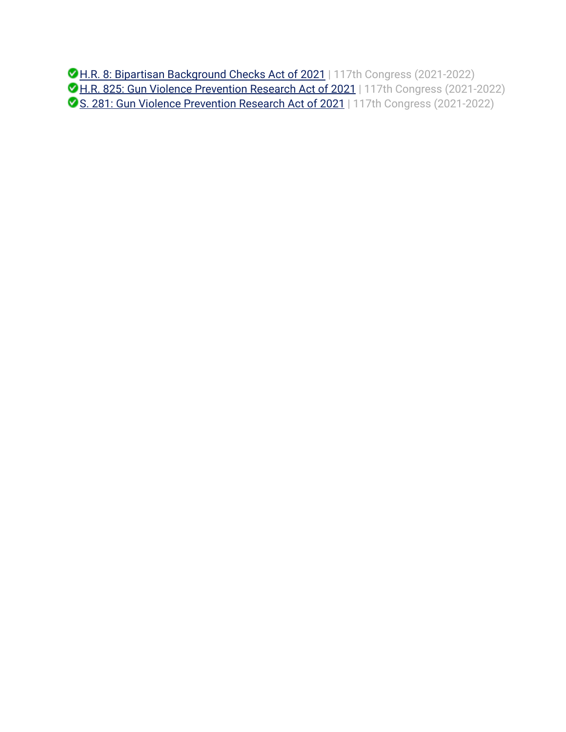- ✅ H.R. 8: Bipartisan Background Checks Act of 2021 | 117th Congress (2021-2022)
- ✅ H.R. 825: Gun Violence Prevention Research Act of 2021 | 117th Congress (2021-2022)
- ✅ S. 281: Gun Violence Prevention Research Act of 2021 | 117th Congress (2021-2022)